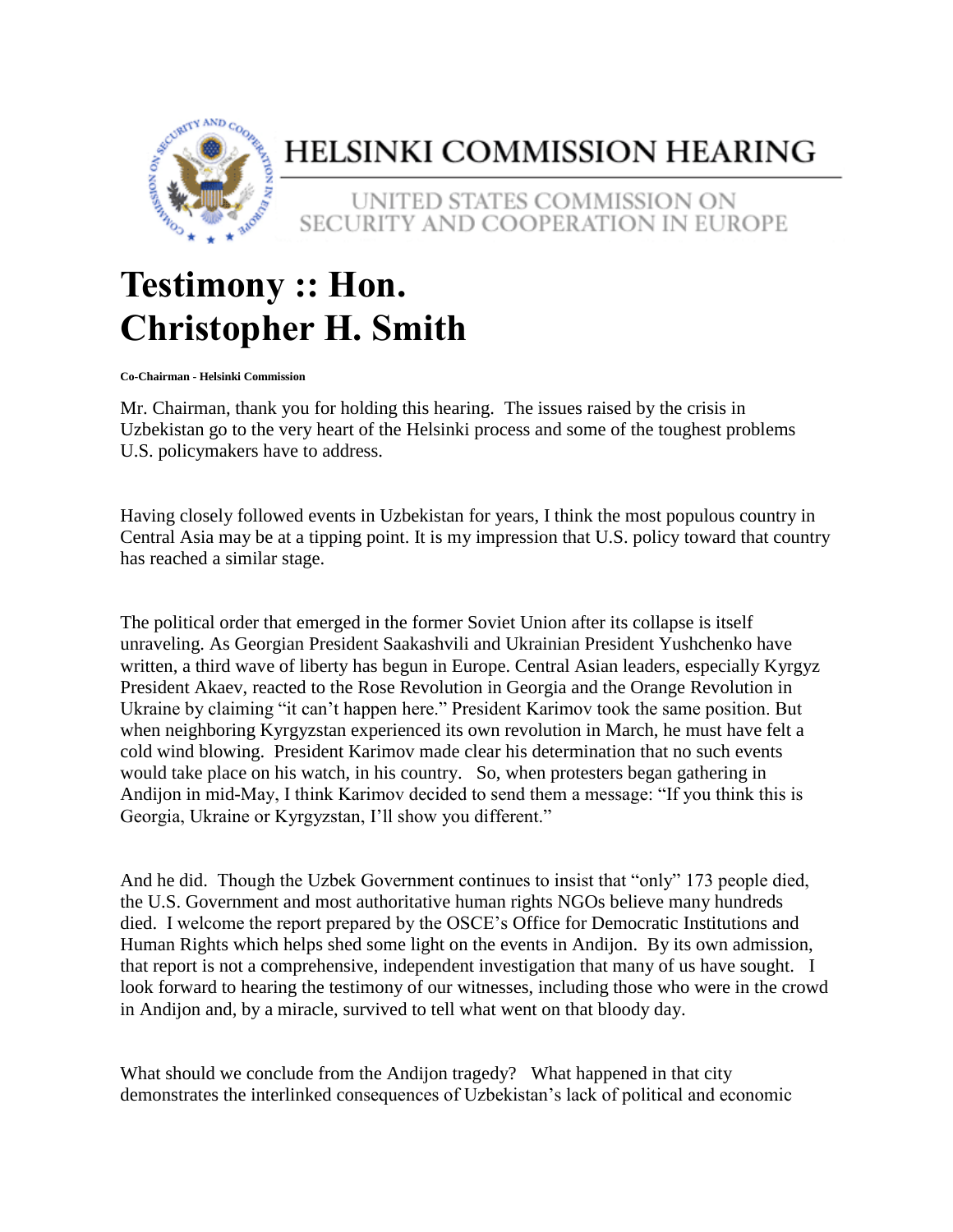# HELSINKI COMMISSION HEARING

UNITED STATES COMMISSION ON SECURITY AND COOPERATION IN EUROPE

# Testimony :: Hon. Christopher H. Smith

**Co-Chairman - Helsinki Commission**

Mr. Chairman, thank you for holding this hearing. The issues raised by the crisis in Uzbekistan go to the very heart of the Helsinki process and some of the toughest problems U.S. policymakers have to address.

Having closely followed events in Uzbekistan for years, I think the most populous country in Central Asia may be at a tipping point. It is my impression that U.S. policy toward that country has reached a similar stage.

The political order that emerged in the former Soviet Union after its collapse is itself unraveling. As Georgian President Saakashvili and Ukrainian President Yushchenko have written, a third wave of liberty has begun in Europe. Central Asian leaders, especially Kyrgyz President Akaev, reacted to the Rose Revolution in Georgia and the Orange Revolution in Ukraine by claiming "it can't happen here." President Karimov took the same position. But when neighboring Kyrgyzstan experienced its own revolution in March, he must have felt a cold wind blowing. President Karimov made clear his determination that no such events would take place on his watch, in his country. So, when protesters began gathering in Andijon in mid-May, I think Karimov decided to send them a message: "If you think this is Georgia, Ukraine or Kyrgyzstan, I'll show you different."

And he did. Though the Uzbek Government continues to insist that "only" 173 people died, the U.S. Government and most authoritative human rights NGOs believe many hundreds died. I welcome the report prepared by the OSCE's Office for Democratic Institutions and Human Rights which helps shed some light on the events in Andijon. By its own admission, that report is not a comprehensive, independent investigation that many of us have sought. I look forward to hearing the testimony of our witnesses, including those who were in the crowd in Andijon and, by a miracle, survived to tell what went on that bloody day.

What should we conclude from the Andijon tragedy? What happened in that city demonstrates the interlinked consequences of Uzbekistan's lack of political and economic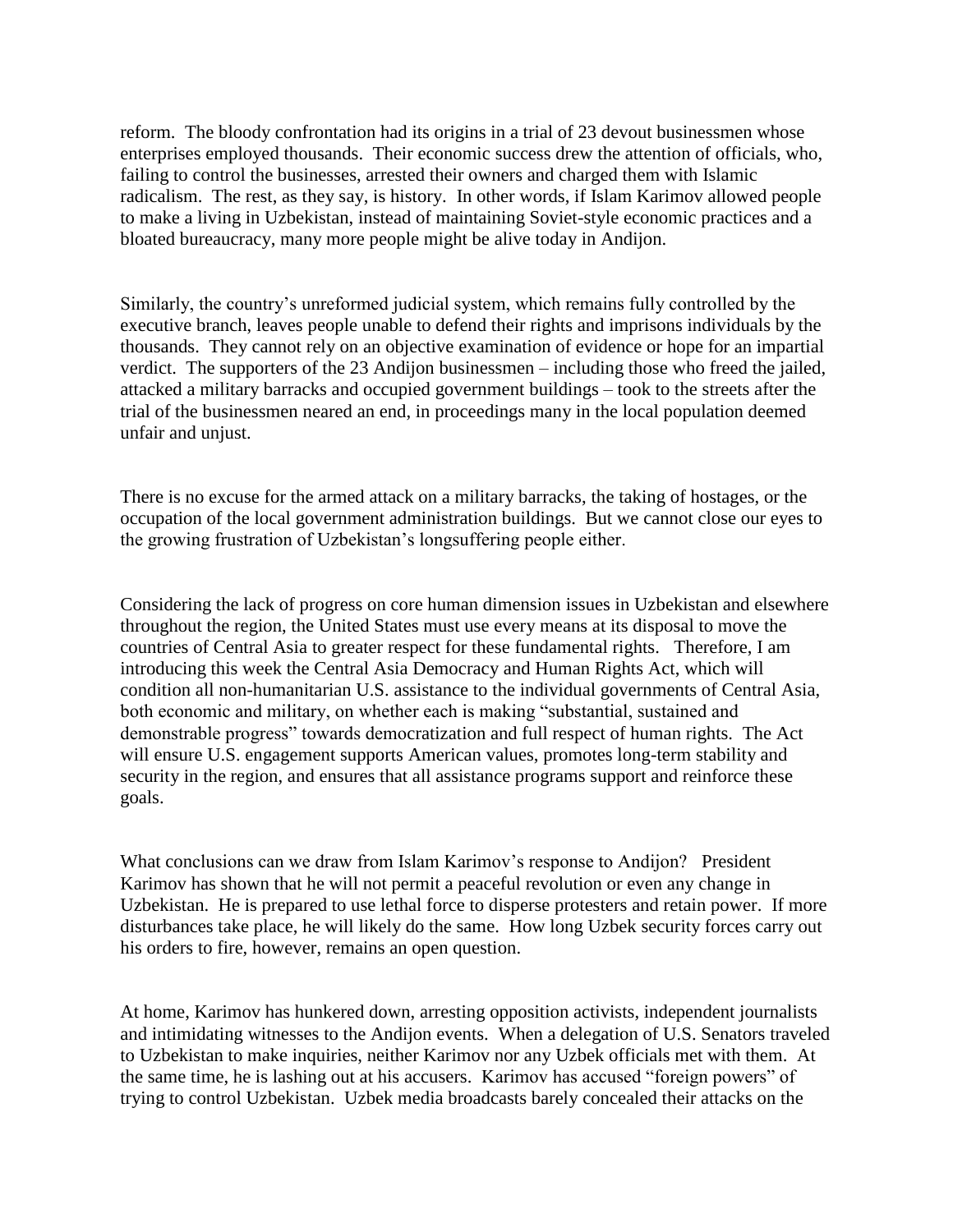reform. The bloody confrontation had its origins in a trial of 23 devout businessmen whose enterprises employed thousands. Their economic success drew the attention of officials, who, failing to control the businesses, arrested their owners and charged them with Islamic radicalism. The rest, as they say, is history. In other words, if Islam Karimov allowed people to make a living in Uzbekistan, instead of maintaining Soviet-style economic practices and a bloated bureaucracy, many more people might be alive today in Andijon.

Similarly, the country's unreformed judicial system, which remains fully controlled by the executive branch, leaves people unable to defend their rights and imprisons individuals by the thousands. They cannot rely on an objective examination of evidence or hope for an impartial verdict. The supporters of the 23 Andijon businessmen – including those who freed the jailed, attacked a military barracks and occupied government buildings – took to the streets after the trial of the businessmen neared an end, in proceedings many in the local population deemed unfair and unjust.

There is no excuse for the armed attack on a military barracks, the taking of hostages, or the occupation of the local government administration buildings. But we cannot close our eyes to the growing frustration of Uzbekistan's longsuffering people either.

Considering the lack of progress on core human dimension issues in Uzbekistan and elsewhere throughout the region, the United States must use every means at its disposal to move the countries of Central Asia to greater respect for these fundamental rights. Therefore, I am introducing this week the Central Asia Democracy and Human Rights Act, which will condition all non-humanitarian U.S. assistance to the individual governments of Central Asia, both economic and military, on whether each is making "substantial, sustained and demonstrable progress" towards democratization and full respect of human rights. The Act will ensure U.S. engagement supports American values, promotes long-term stability and security in the region, and ensures that all assistance programs support and reinforce these goals.

What conclusions can we draw from Islam Karimov's response to Andijon? President Karimov has shown that he will not permit a peaceful revolution or even any change in Uzbekistan. He is prepared to use lethal force to disperse protesters and retain power. If more disturbances take place, he will likely do the same. How long Uzbek security forces carry out his orders to fire, however, remains an open question.

At home, Karimov has hunkered down, arresting opposition activists, independent journalists and intimidating witnesses to the Andijon events. When a delegation of U.S. Senators traveled to Uzbekistan to make inquiries, neither Karimov nor any Uzbek officials met with them. At the same time, he is lashing out at his accusers. Karimov has accused "foreign powers" of trying to control Uzbekistan. Uzbek media broadcasts barely concealed their attacks on the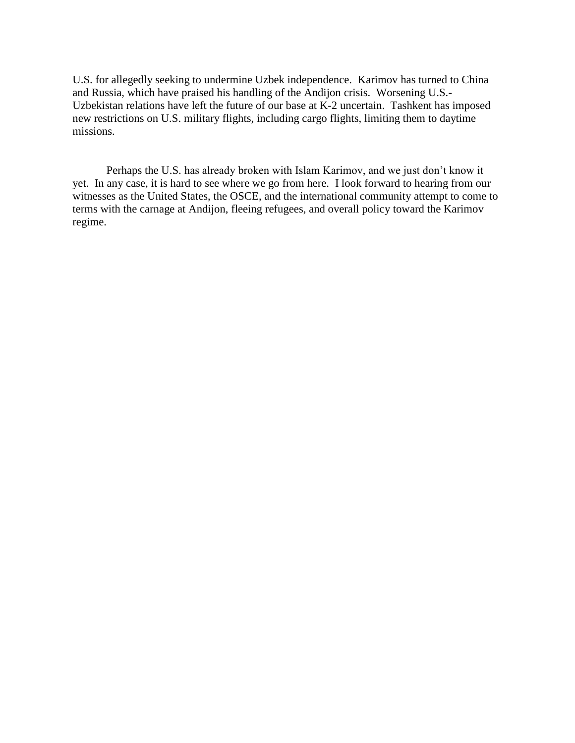U.S. for allegedly seeking to undermine Uzbek independence. Karimov has turned to China and Russia, which have praised his handling of the Andijon crisis. Worsening U.S.-Uzbekistan relations have left the future of our base at K-2 uncertain. Tashkent has imposed new restrictions on U.S. military flights, including cargo flights, limiting them to daytime missions.

Perhaps the U.S. has already broken with Islam Karimov, and we just don't know it yet. In any case, it is hard to see where we go from here. I look forward to hearing from our witnesses as the United States, the OSCE, and the international community attempt to come to terms with the carnage at Andijon, fleeing refugees, and overall policy toward the Karimov regime.